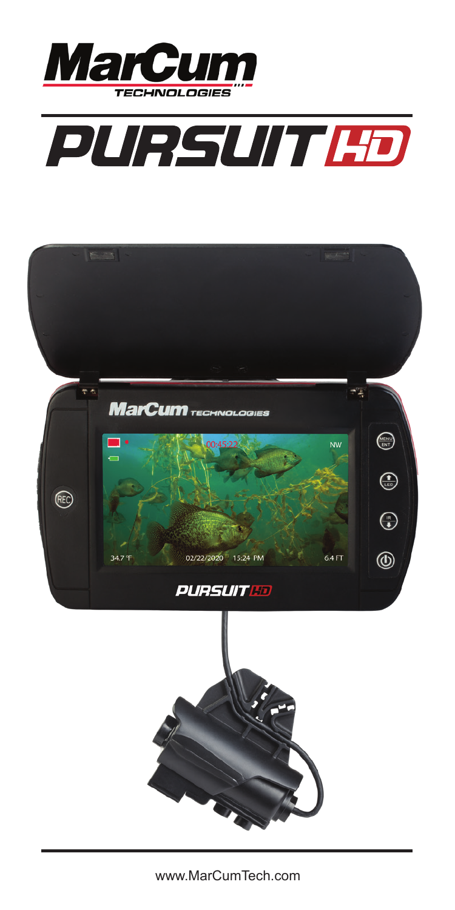# MarCum TECHNOLOGIES

# PURSUIT HD

www.MarCumTech.com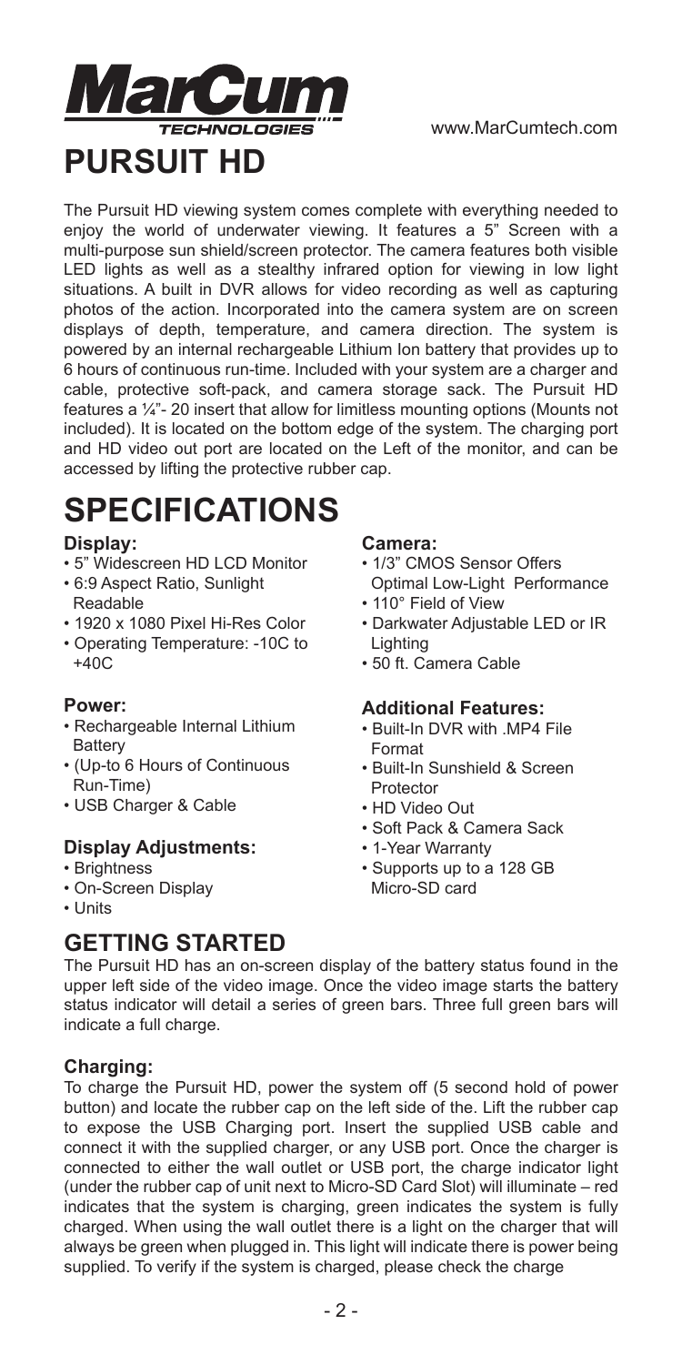MarCum TECHNOLOGIES

www.MarCumtech.com

# PURSUIT HD

The Pursuit HD viewing system comes complete with everything needed to enjoy the world of underwater viewing. It features a 5" Screen with a multi-purpose sun shield/screen protector. The camera features both visible LED lights as well as a stealthy infrared option for viewing in low light situations. A built in DVR allows for video recording as well as capturing photos of the action. Incorporated into the camera system are on screen displays of depth, temperature, and camera direction. The system is powered by an internal rechargeable Lithium Ion battery that provides up to 6 hours of continuous run-time. Included with your system are a charger and cable, protective soft-pack, and camera storage sack. The Pursuit HD features a ¼"- 20 insert that allow for limitless mounting options (Mounts not included). It is located on the bottom edge of the system. The charging port and HD video out port are located on the Left of the monitor, and can be accessed by lifting the protective rubber cap.

# SPECIFICATIONS

### Display:

- 5" Widescreen HD LCD Monitor
- 6:9 Aspect Ratio, Sunlight Readable
- 1920 x 1080 Pixel Hi-Res Color
- Operating Temperature: -10C to +40C

### Power:

- Rechargeable Internal Lithium Battery
- (Up-to 6 Hours of Continuous Run-Time)
- USB Charger & Cable

### Display Adjustments:

- Brightness
- On-Screen Display
- Units

### Camera:

- 1/3" CMOS Sensor Offers Optimal Low-Light Performance
- 110° Field of View
- Darkwater Adjustable LED or IR Lighting
- 50 ft. Camera Cable

### Additional Features:

- Built-In DVR with .MP4 File Format
- Built-In Sunshield & Screen Protector
- HD Video Out
- Soft Pack & Camera Sack
- 1-Year Warranty
- Supports up to a 128 GB Micro-SD card

## GETTING STARTED

The Pursuit HD has an on-screen display of the battery status found in the upper left side of the video image. Once the video image starts the battery status indicator will detail a series of green bars. Three full green bars will indicate a full charge.

### Charging:

To charge the Pursuit HD, power the system off (5 second hold of power button) and locate the rubber cap on the left side of the. Lift the rubber cap to expose the USB Charging port. Insert the supplied USB cable and connect it with the supplied charger, or any USB port. Once the charger is connected to either the wall outlet or USB port, the charge indicator light (under the rubber cap of unit next to Micro-SD Card Slot) will illuminate – red indicates that the system is charging, green indicates the system is fully charged. When using the wall outlet there is a light on the charger that will always be green when plugged in. This light will indicate there is power being supplied. To verify if the system is charged, please check the charge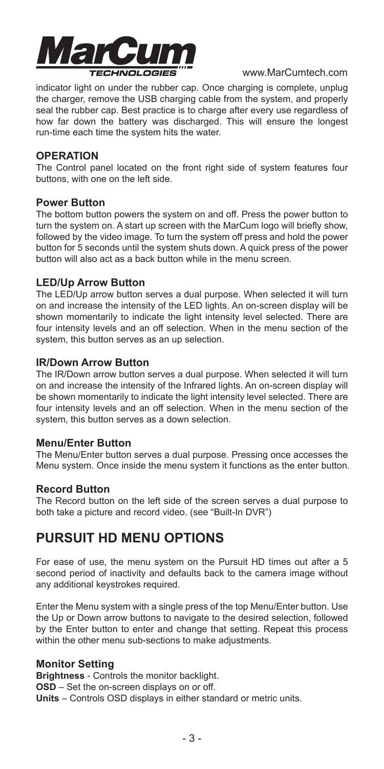indicator light on under the rubber cap. Once charging is complete, unplug the charger, remove the USB charging cable from the system, and properly seal the rubber cap. Best practice is to charge after every use regardless of how far down the battery was discharged. This will ensure the longest run-time each time the system hits the water.

### OPERATION

The Control panel located on the front right side of system features four buttons, with one on the left side.

### Power Button

The bottom button powers the system on and off. Press the power button to turn the system on. A start up screen with the MarCum logo will briefly show, followed by the video image. To turn the system off press and hold the power button for 5 seconds until the system shuts down. A quick press of the power button will also act as a back button while in the menu screen.

### LED/Up Arrow Button

The LED/Up arrow button serves a dual purpose. When selected it will turn on and increase the intensity of the LED lights. An on-screen display will be shown momentarily to indicate the light intensity level selected. There are four intensity levels and an off selection. When in the menu section of the system, this button serves as an up selection.

### IR/Down Arrow Button

The IR/Down arrow button serves a dual purpose. When selected it will turn on and increase the intensity of the Infrared lights. An on-screen display will be shown momentarily to indicate the light intensity level selected. There are four intensity levels and an off selection. When in the menu section of the system, this button serves as a down selection.

### Menu/Enter Button

The Menu/Enter button serves a dual purpose. Pressing once accesses the Menu system. Once inside the menu system it functions as the enter button.

### Record Button

The Record button on the left side of the screen serves a dual purpose to both take a picture and record video. (see "Built-In DVR")

## PURSUIT HD MENU OPTIONS

For ease of use, the menu system on the Pursuit HD times out after a 5 second period of inactivity and defaults back to the camera image without any additional keystrokes required.

Enter the Menu system with a single press of the top Menu/Enter button. Use the Up or Down arrow buttons to navigate to the desired selection, followed by the Enter button to enter and change that setting. Repeat this process within the other menu sub-sections to make adjustments.

### Monitor Setting

**Brightness** - Controls the monitor backlight.
**OSD** – Set the on-screen displays on or off.
**Units** – Controls OSD displays in either standard or metric units.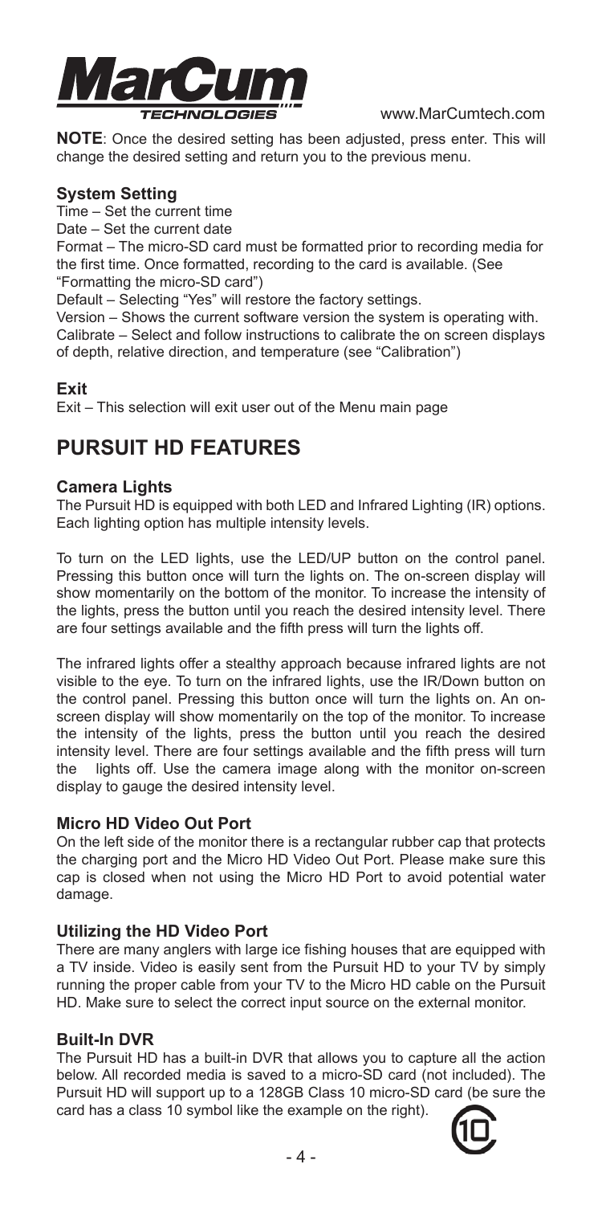**NOTE**: Once the desired setting has been adjusted, press enter. This will change the desired setting and return you to the previous menu.

### System Setting

Time – Set the current time

Date – Set the current date

Format – The micro-SD card must be formatted prior to recording media for the first time. Once formatted, recording to the card is available. (See "Formatting the micro-SD card")

Default – Selecting "Yes" will restore the factory settings.

Version – Shows the current software version the system is operating with.

Calibrate – Select and follow instructions to calibrate the on screen displays of depth, relative direction, and temperature (see "Calibration")

### Exit

Exit – This selection will exit user out of the Menu main page

## PURSUIT HD FEATURES

### Camera Lights

The Pursuit HD is equipped with both LED and Infrared Lighting (IR) options. Each lighting option has multiple intensity levels.

To turn on the LED lights, use the LED/UP button on the control panel. Pressing this button once will turn the lights on. The on-screen display will show momentarily on the bottom of the monitor. To increase the intensity of the lights, press the button until you reach the desired intensity level. There are four settings available and the fifth press will turn the lights off.

The infrared lights offer a stealthy approach because infrared lights are not visible to the eye. To turn on the infrared lights, use the IR/Down button on the control panel. Pressing this button once will turn the lights on. An on-screen display will show momentarily on the top of the monitor. To increase the intensity of the lights, press the button until you reach the desired intensity level. There are four settings available and the fifth press will turn the lights off. Use the camera image along with the monitor on-screen display to gauge the desired intensity level.

### Micro HD Video Out Port

On the left side of the monitor there is a rectangular rubber cap that protects the charging port and the Micro HD Video Out Port. Please make sure this cap is closed when not using the Micro HD Port to avoid potential water damage.

### Utilizing the HD Video Port

There are many anglers with large ice fishing houses that are equipped with a TV inside. Video is easily sent from the Pursuit HD to your TV by simply running the proper cable from your TV to the Micro HD cable on the Pursuit HD. Make sure to select the correct input source on the external monitor.

### Built-In DVR

The Pursuit HD has a built-in DVR that allows you to capture all the action below. All recorded media is saved to a micro-SD card (not included). The Pursuit HD will support up to a 128GB Class 10 micro-SD card (be sure the card has a class 10 symbol like the example on the right).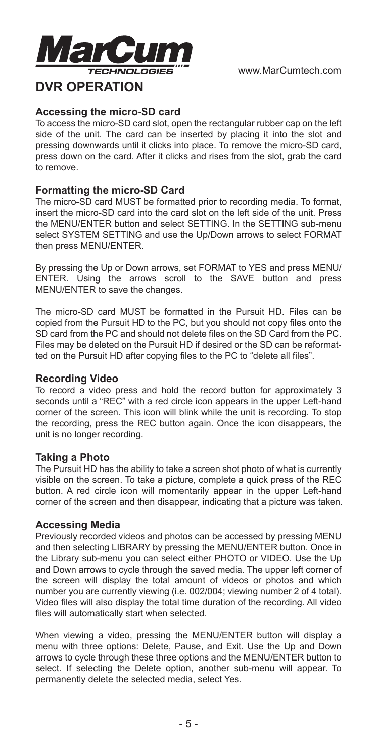# DVR OPERATION

### Accessing the micro-SD card

To access the micro-SD card slot, open the rectangular rubber cap on the left side of the unit. The card can be inserted by placing it into the slot and pressing downwards until it clicks into place. To remove the micro-SD card, press down on the card. After it clicks and rises from the slot, grab the card to remove.

### Formatting the micro-SD Card

The micro-SD card MUST be formatted prior to recording media. To format, insert the micro-SD card into the card slot on the left side of the unit. Press the MENU/ENTER button and select SETTING. In the SETTING sub-menu select SYSTEM SETTING and use the Up/Down arrows to select FORMAT then press MENU/ENTER.

By pressing the Up or Down arrows, set FORMAT to YES and press MENU/ENTER. Using the arrows scroll to the SAVE button and press MENU/ENTER to save the changes.

The micro-SD card MUST be formatted in the Pursuit HD. Files can be copied from the Pursuit HD to the PC, but you should not copy files onto the SD card from the PC and should not delete files on the SD Card from the PC. Files may be deleted on the Pursuit HD if desired or the SD can be reformatted on the Pursuit HD after copying files to the PC to "delete all files".

### Recording Video

To record a video press and hold the record button for approximately 3 seconds until a "REC" with a red circle icon appears in the upper Left-hand corner of the screen. This icon will blink while the unit is recording. To stop the recording, press the REC button again. Once the icon disappears, the unit is no longer recording.

### Taking a Photo

The Pursuit HD has the ability to take a screen shot photo of what is currently visible on the screen. To take a picture, complete a quick press of the REC button. A red circle icon will momentarily appear in the upper Left-hand corner of the screen and then disappear, indicating that a picture was taken.

### Accessing Media

Previously recorded videos and photos can be accessed by pressing MENU and then selecting LIBRARY by pressing the MENU/ENTER button. Once in the Library sub-menu you can select either PHOTO or VIDEO. Use the Up and Down arrows to cycle through the saved media. The upper left corner of the screen will display the total amount of videos or photos and which number you are currently viewing (i.e. 002/004; viewing number 2 of 4 total). Video files will also display the total time duration of the recording. All video files will automatically start when selected.

When viewing a video, pressing the MENU/ENTER button will display a menu with three options: Delete, Pause, and Exit. Use the Up and Down arrows to cycle through these three options and the MENU/ENTER button to select. If selecting the Delete option, another sub-menu will appear. To permanently delete the selected media, select Yes.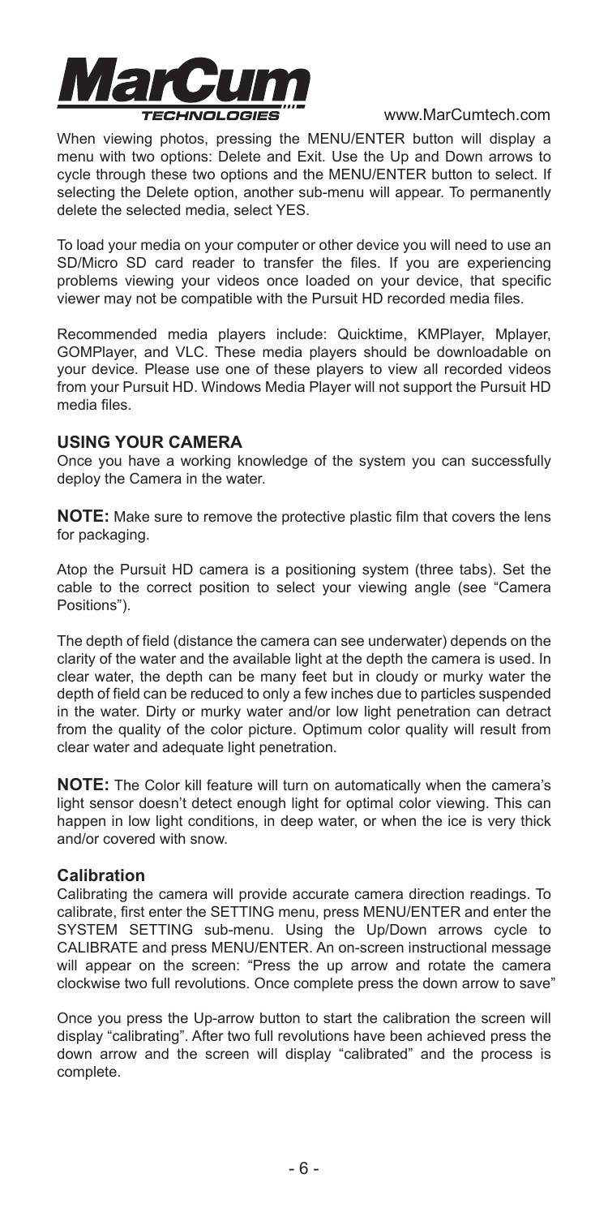When viewing photos, pressing the MENU/ENTER button will display a menu with two options: Delete and Exit. Use the Up and Down arrows to cycle through these two options and the MENU/ENTER button to select. If selecting the Delete option, another sub-menu will appear. To permanently delete the selected media, select YES.

To load your media on your computer or other device you will need to use an SD/Micro SD card reader to transfer the files. If you are experiencing problems viewing your videos once loaded on your device, that specific viewer may not be compatible with the Pursuit HD recorded media files.

Recommended media players include: Quicktime, KMPlayer, Mplayer, GOMPlayer, and VLC. These media players should be downloadable on your device. Please use one of these players to view all recorded videos from your Pursuit HD. Windows Media Player will not support the Pursuit HD media files.

## USING YOUR CAMERA

Once you have a working knowledge of the system you can successfully deploy the Camera in the water.

**NOTE:** Make sure to remove the protective plastic film that covers the lens for packaging.

Atop the Pursuit HD camera is a positioning system (three tabs). Set the cable to the correct position to select your viewing angle (see "Camera Positions").

The depth of field (distance the camera can see underwater) depends on the clarity of the water and the available light at the depth the camera is used. In clear water, the depth can be many feet but in cloudy or murky water the depth of field can be reduced to only a few inches due to particles suspended in the water. Dirty or murky water and/or low light penetration can detract from the quality of the color picture. Optimum color quality will result from clear water and adequate light penetration.

**NOTE:** The Color kill feature will turn on automatically when the camera's light sensor doesn't detect enough light for optimal color viewing. This can happen in low light conditions, in deep water, or when the ice is very thick and/or covered with snow.

### Calibration

Calibrating the camera will provide accurate camera direction readings. To calibrate, first enter the SETTING menu, press MENU/ENTER and enter the SYSTEM SETTING sub-menu. Using the Up/Down arrows cycle to CALIBRATE and press MENU/ENTER. An on-screen instructional message will appear on the screen: "Press the up arrow and rotate the camera clockwise two full revolutions. Once complete press the down arrow to save"

Once you press the Up-arrow button to start the calibration the screen will display "calibrating". After two full revolutions have been achieved press the down arrow and the screen will display "calibrated" and the process is complete.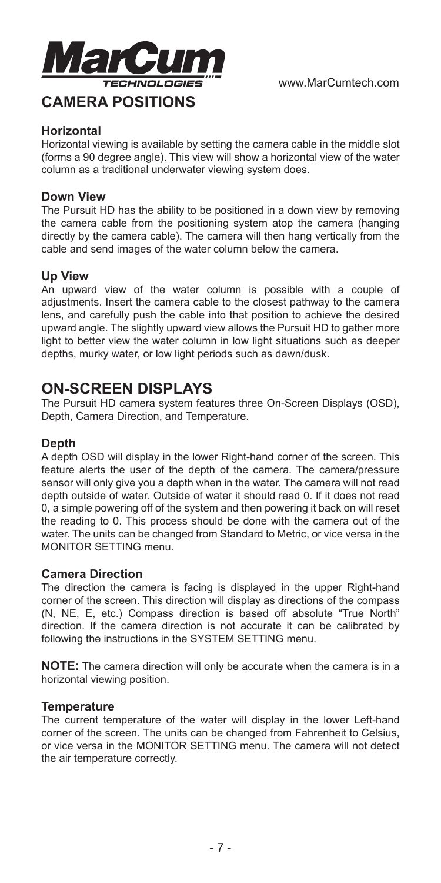## CAMERA POSITIONS

### Horizontal

Horizontal viewing is available by setting the camera cable in the middle slot (forms a 90 degree angle). This view will show a horizontal view of the water column as a traditional underwater viewing system does.

### Down View

The Pursuit HD has the ability to be positioned in a down view by removing the camera cable from the positioning system atop the camera (hanging directly by the camera cable). The camera will then hang vertically from the cable and send images of the water column below the camera.

### Up View

An upward view of the water column is possible with a couple of adjustments. Insert the camera cable to the closest pathway to the camera lens, and carefully push the cable into that position to achieve the desired upward angle. The slightly upward view allows the Pursuit HD to gather more light to better view the water column in low light situations such as deeper depths, murky water, or low light periods such as dawn/dusk.

## ON-SCREEN DISPLAYS

The Pursuit HD camera system features three On-Screen Displays (OSD), Depth, Camera Direction, and Temperature.

### Depth

A depth OSD will display in the lower Right-hand corner of the screen. This feature alerts the user of the depth of the camera. The camera/pressure sensor will only give you a depth when in the water. The camera will not read depth outside of water. Outside of water it should read 0. If it does not read 0, a simple powering off of the system and then powering it back on will reset the reading to 0. This process should be done with the camera out of the water. The units can be changed from Standard to Metric, or vice versa in the MONITOR SETTING menu.

### Camera Direction

The direction the camera is facing is displayed in the upper Right-hand corner of the screen. This direction will display as directions of the compass (N, NE, E, etc.) Compass direction is based off absolute "True North" direction. If the camera direction is not accurate it can be calibrated by following the instructions in the SYSTEM SETTING menu.

**NOTE:** The camera direction will only be accurate when the camera is in a horizontal viewing position.

### Temperature

The current temperature of the water will display in the lower Left-hand corner of the screen. The units can be changed from Fahrenheit to Celsius, or vice versa in the MONITOR SETTING menu. The camera will not detect the air temperature correctly.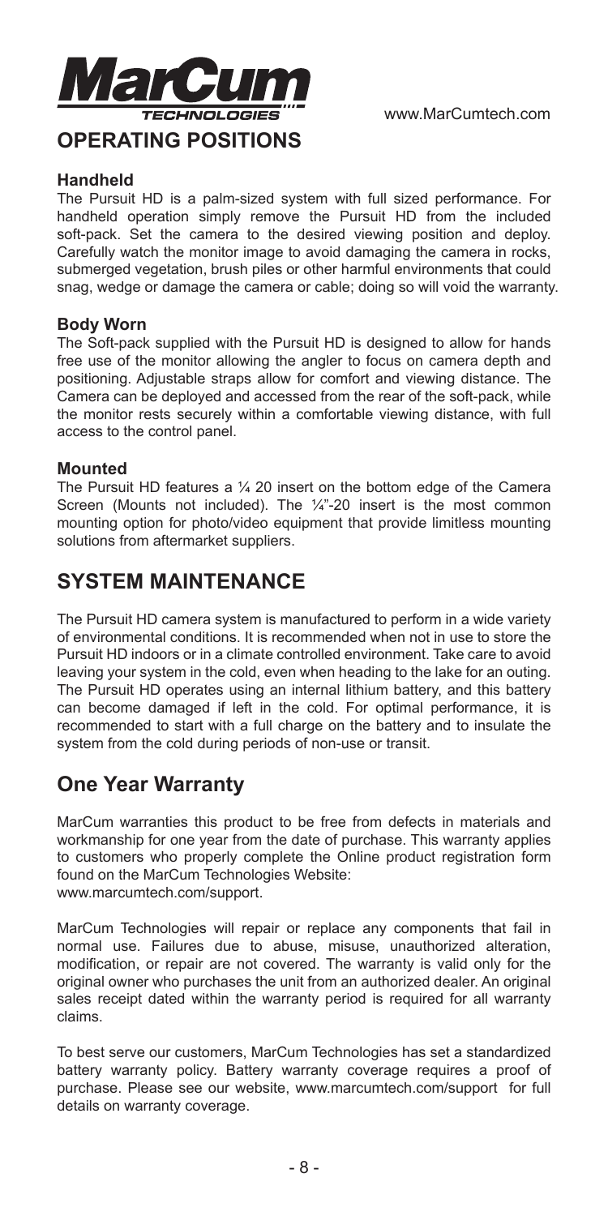## OPERATING POSITIONS

### Handheld

The Pursuit HD is a palm-sized system with full sized performance. For handheld operation simply remove the Pursuit HD from the included soft-pack. Set the camera to the desired viewing position and deploy. Carefully watch the monitor image to avoid damaging the camera in rocks, submerged vegetation, brush piles or other harmful environments that could snag, wedge or damage the camera or cable; doing so will void the warranty.

### Body Worn

The Soft-pack supplied with the Pursuit HD is designed to allow for hands free use of the monitor allowing the angler to focus on camera depth and positioning. Adjustable straps allow for comfort and viewing distance. The Camera can be deployed and accessed from the rear of the soft-pack, while the monitor rests securely within a comfortable viewing distance, with full access to the control panel.

### Mounted

The Pursuit HD features a ¼ 20 insert on the bottom edge of the Camera Screen (Mounts not included). The ¼"-20 insert is the most common mounting option for photo/video equipment that provide limitless mounting solutions from aftermarket suppliers.

## SYSTEM MAINTENANCE

The Pursuit HD camera system is manufactured to perform in a wide variety of environmental conditions. It is recommended when not in use to store the Pursuit HD indoors or in a climate controlled environment. Take care to avoid leaving your system in the cold, even when heading to the lake for an outing. The Pursuit HD operates using an internal lithium battery, and this battery can become damaged if left in the cold. For optimal performance, it is recommended to start with a full charge on the battery and to insulate the system from the cold during periods of non-use or transit.

## One Year Warranty

MarCum warranties this product to be free from defects in materials and workmanship for one year from the date of purchase. This warranty applies to customers who properly complete the Online product registration form found on the MarCum Technologies Website:
www.marcumtech.com/support.

MarCum Technologies will repair or replace any components that fail in normal use. Failures due to abuse, misuse, unauthorized alteration, modification, or repair are not covered. The warranty is valid only for the original owner who purchases the unit from an authorized dealer. An original sales receipt dated within the warranty period is required for all warranty claims.

To best serve our customers, MarCum Technologies has set a standardized battery warranty policy. Battery warranty coverage requires a proof of purchase. Please see our website, www.marcumtech.com/support for full details on warranty coverage.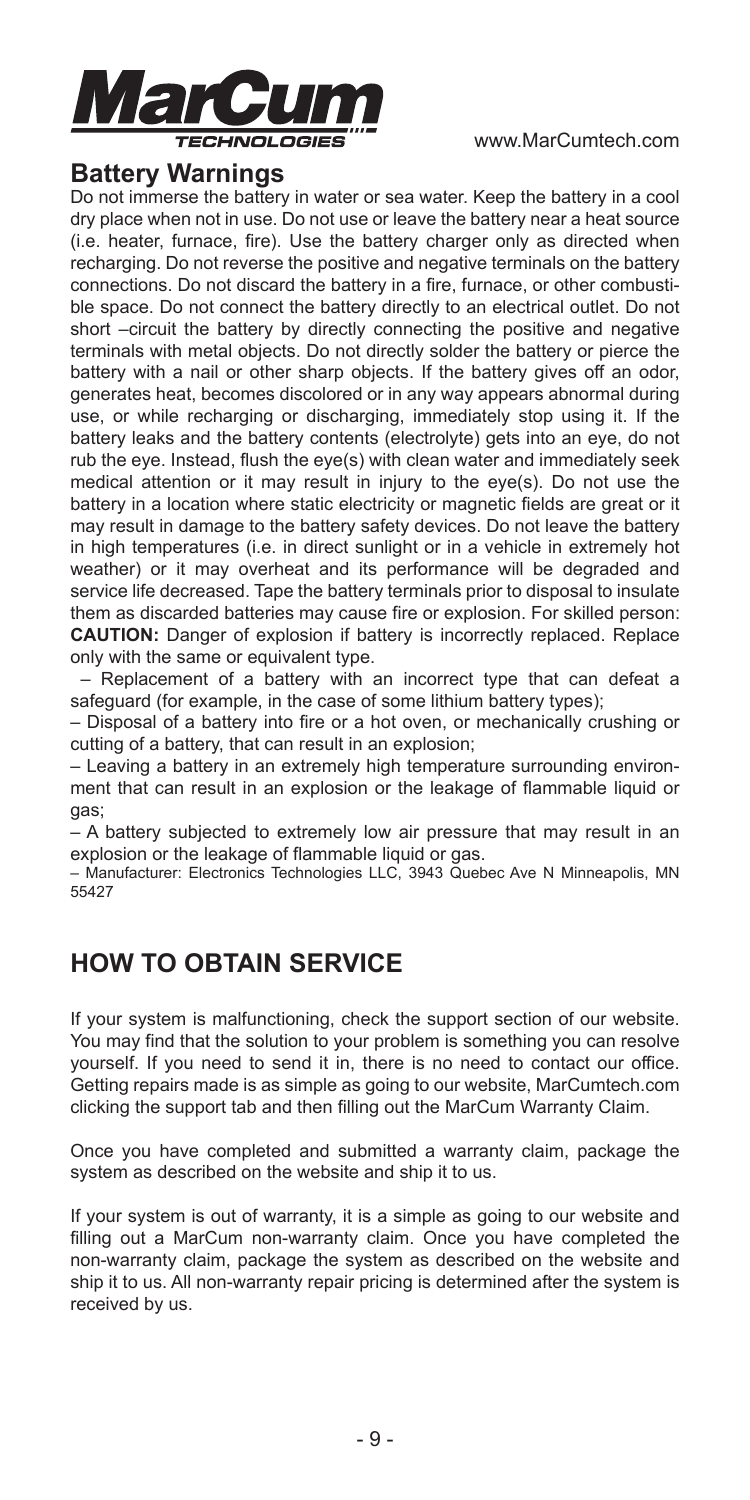## Battery Warnings

Do not immerse the battery in water or sea water. Keep the battery in a cool dry place when not in use. Do not use or leave the battery near a heat source (i.e. heater, furnace, fire). Use the battery charger only as directed when recharging. Do not reverse the positive and negative terminals on the battery connections. Do not discard the battery in a fire, furnace, or other combustible space. Do not connect the battery directly to an electrical outlet. Do not short –circuit the battery by directly connecting the positive and negative terminals with metal objects. Do not directly solder the battery or pierce the battery with a nail or other sharp objects. If the battery gives off an odor, generates heat, becomes discolored or in any way appears abnormal during use, or while recharging or discharging, immediately stop using it. If the battery leaks and the battery contents (electrolyte) gets into an eye, do not rub the eye. Instead, flush the eye(s) with clean water and immediately seek medical attention or it may result in injury to the eye(s). Do not use the battery in a location where static electricity or magnetic fields are great or it may result in damage to the battery safety devices. Do not leave the battery in high temperatures (i.e. in direct sunlight or in a vehicle in extremely hot weather) or it may overheat and its performance will be degraded and service life decreased. Tape the battery terminals prior to disposal to insulate them as discarded batteries may cause fire or explosion. For skilled person: **CAUTION:** Danger of explosion if battery is incorrectly replaced. Replace only with the same or equivalent type.

– Replacement of a battery with an incorrect type that can defeat a safeguard (for example, in the case of some lithium battery types);

– Disposal of a battery into fire or a hot oven, or mechanically crushing or cutting of a battery, that can result in an explosion;

– Leaving a battery in an extremely high temperature surrounding environment that can result in an explosion or the leakage of flammable liquid or gas;

– A battery subjected to extremely low air pressure that may result in an explosion or the leakage of flammable liquid or gas.

– Manufacturer: Electronics Technologies LLC, 3943 Quebec Ave N Minneapolis, MN 55427

## HOW TO OBTAIN SERVICE

If your system is malfunctioning, check the support section of our website. You may find that the solution to your problem is something you can resolve yourself. If you need to send it in, there is no need to contact our office. Getting repairs made is as simple as going to our website, MarCumtech.com clicking the support tab and then filling out the MarCum Warranty Claim.

Once you have completed and submitted a warranty claim, package the system as described on the website and ship it to us.

If your system is out of warranty, it is a simple as going to our website and filling out a MarCum non-warranty claim. Once you have completed the non-warranty claim, package the system as described on the website and ship it to us. All non-warranty repair pricing is determined after the system is received by us.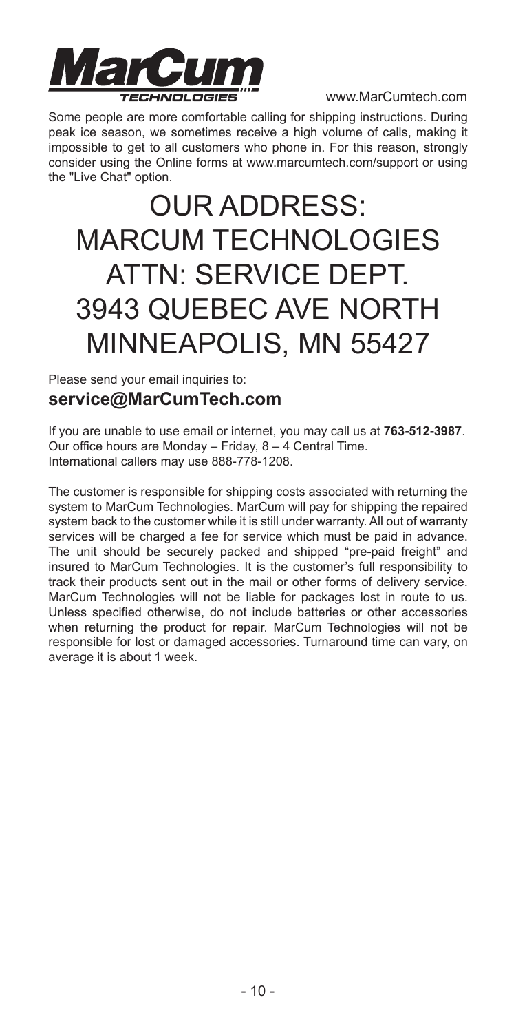Some people are more comfortable calling for shipping instructions. During peak ice season, we sometimes receive a high volume of calls, making it impossible to get to all customers who phone in. For this reason, strongly consider using the Online forms at www.marcumtech.com/support or using the "Live Chat" option.

# OUR ADDRESS:
# MARCUM TECHNOLOGIES
# ATTN: SERVICE DEPT.
# 3943 QUEBEC AVE NORTH
# MINNEAPOLIS, MN 55427

Please send your email inquiries to:

**service@MarCumTech.com**

If you are unable to use email or internet, you may call us at **763-512-3987**. Our office hours are Monday – Friday, 8 – 4 Central Time. International callers may use 888-778-1208.

The customer is responsible for shipping costs associated with returning the system to MarCum Technologies. MarCum will pay for shipping the repaired system back to the customer while it is still under warranty. All out of warranty services will be charged a fee for service which must be paid in advance. The unit should be securely packed and shipped "pre-paid freight" and insured to MarCum Technologies. It is the customer's full responsibility to track their products sent out in the mail or other forms of delivery service. MarCum Technologies will not be liable for packages lost in route to us. Unless specified otherwise, do not include batteries or other accessories when returning the product for repair. MarCum Technologies will not be responsible for lost or damaged accessories. Turnaround time can vary, on average it is about 1 week.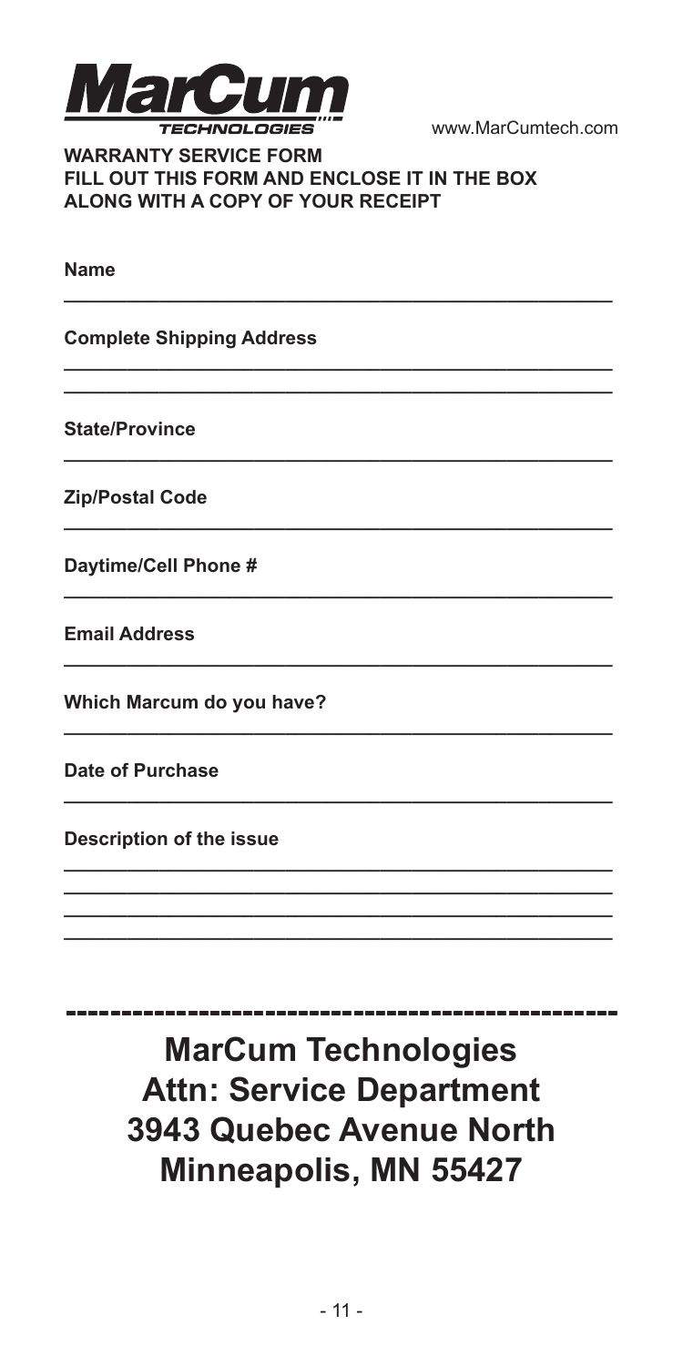**MarCum TECHNOLOGIES**

www.MarCumtech.com

## WARRANTY SERVICE FORM
## FILL OUT THIS FORM AND ENCLOSE IT IN THE BOX ALONG WITH A COPY OF YOUR RECEIPT

**Name**

\_\_\_\_\_\_\_\_\_\_\_\_\_\_\_\_\_\_\_\_\_\_\_\_\_\_\_\_\_\_\_\_\_\_\_\_\_\_\_\_\_\_\_\_\_\_\_\_

**Complete Shipping Address**

\_\_\_\_\_\_\_\_\_\_\_\_\_\_\_\_\_\_\_\_\_\_\_\_\_\_\_\_\_\_\_\_\_\_\_\_\_\_\_\_\_\_\_\_\_\_\_\_

\_\_\_\_\_\_\_\_\_\_\_\_\_\_\_\_\_\_\_\_\_\_\_\_\_\_\_\_\_\_\_\_\_\_\_\_\_\_\_\_\_\_\_\_\_\_\_\_

**State/Province**

\_\_\_\_\_\_\_\_\_\_\_\_\_\_\_\_\_\_\_\_\_\_\_\_\_\_\_\_\_\_\_\_\_\_\_\_\_\_\_\_\_\_\_\_\_\_\_\_

**Zip/Postal Code**

\_\_\_\_\_\_\_\_\_\_\_\_\_\_\_\_\_\_\_\_\_\_\_\_\_\_\_\_\_\_\_\_\_\_\_\_\_\_\_\_\_\_\_\_\_\_\_\_

**Daytime/Cell Phone #**

\_\_\_\_\_\_\_\_\_\_\_\_\_\_\_\_\_\_\_\_\_\_\_\_\_\_\_\_\_\_\_\_\_\_\_\_\_\_\_\_\_\_\_\_\_\_\_\_

**Email Address**

\_\_\_\_\_\_\_\_\_\_\_\_\_\_\_\_\_\_\_\_\_\_\_\_\_\_\_\_\_\_\_\_\_\_\_\_\_\_\_\_\_\_\_\_\_\_\_\_

**Which Marcum do you have?**

\_\_\_\_\_\_\_\_\_\_\_\_\_\_\_\_\_\_\_\_\_\_\_\_\_\_\_\_\_\_\_\_\_\_\_\_\_\_\_\_\_\_\_\_\_\_\_\_

**Date of Purchase**

\_\_\_\_\_\_\_\_\_\_\_\_\_\_\_\_\_\_\_\_\_\_\_\_\_\_\_\_\_\_\_\_\_\_\_\_\_\_\_\_\_\_\_\_\_\_\_\_

**Description of the issue**

\_\_\_\_\_\_\_\_\_\_\_\_\_\_\_\_\_\_\_\_\_\_\_\_\_\_\_\_\_\_\_\_\_\_\_\_\_\_\_\_\_\_\_\_\_\_\_\_

\_\_\_\_\_\_\_\_\_\_\_\_\_\_\_\_\_\_\_\_\_\_\_\_\_\_\_\_\_\_\_\_\_\_\_\_\_\_\_\_\_\_\_\_\_\_\_\_

\_\_\_\_\_\_\_\_\_\_\_\_\_\_\_\_\_\_\_\_\_\_\_\_\_\_\_\_\_\_\_\_\_\_\_\_\_\_\_\_\_\_\_\_\_\_\_\_

\_\_\_\_\_\_\_\_\_\_\_\_\_\_\_\_\_\_\_\_\_\_\_\_\_\_\_\_\_\_\_\_\_\_\_\_\_\_\_\_\_\_\_\_\_\_\_\_

---

**MarCum Technologies**
**Attn: Service Department**
**3943 Quebec Avenue North**
**Minneapolis, MN 55427**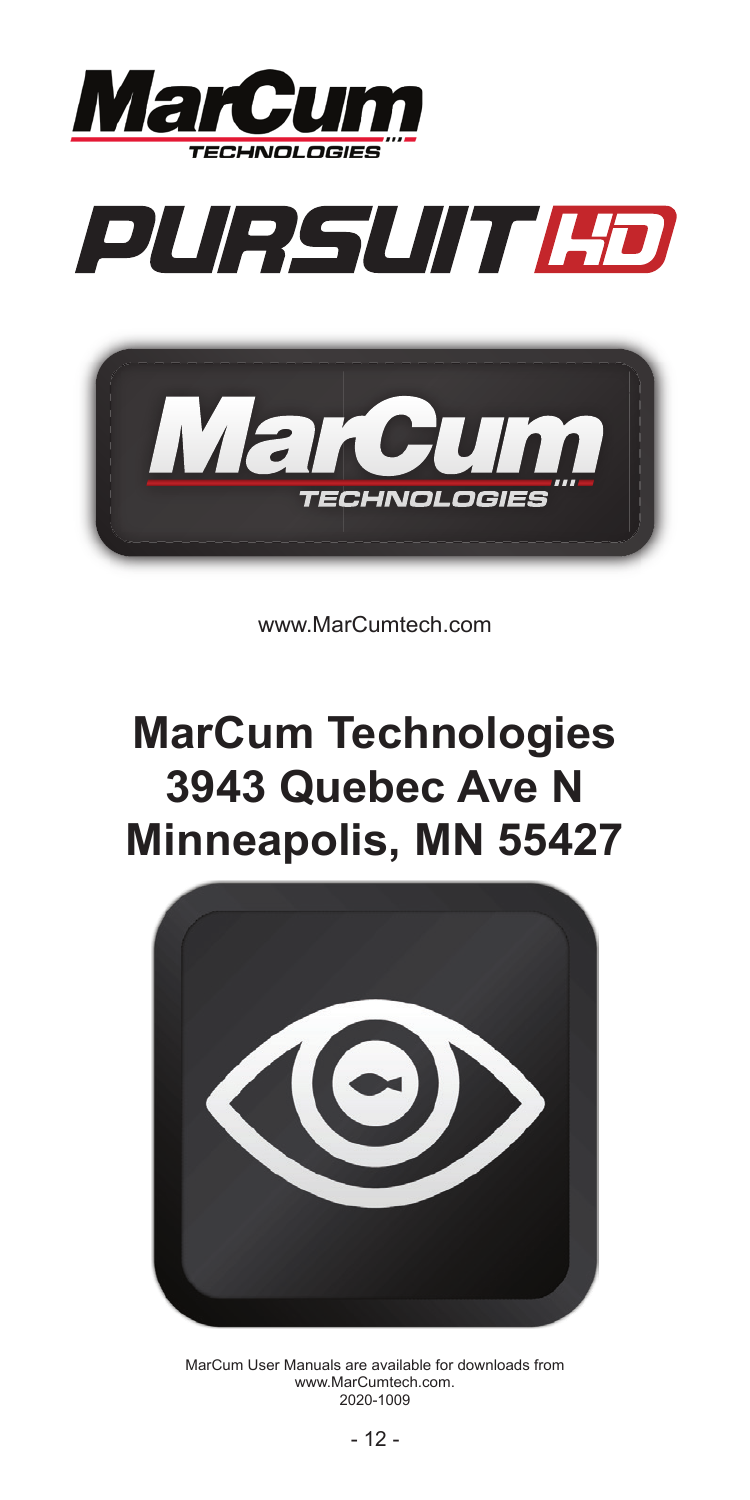# MarCum Technologies

# PURSUIT HD

www.MarCumtech.com

## MarCum Technologies
## 3943 Quebec Ave N
## Minneapolis, MN 55427

MarCum User Manuals are available for downloads from www.MarCumtech.com.
2020-1009